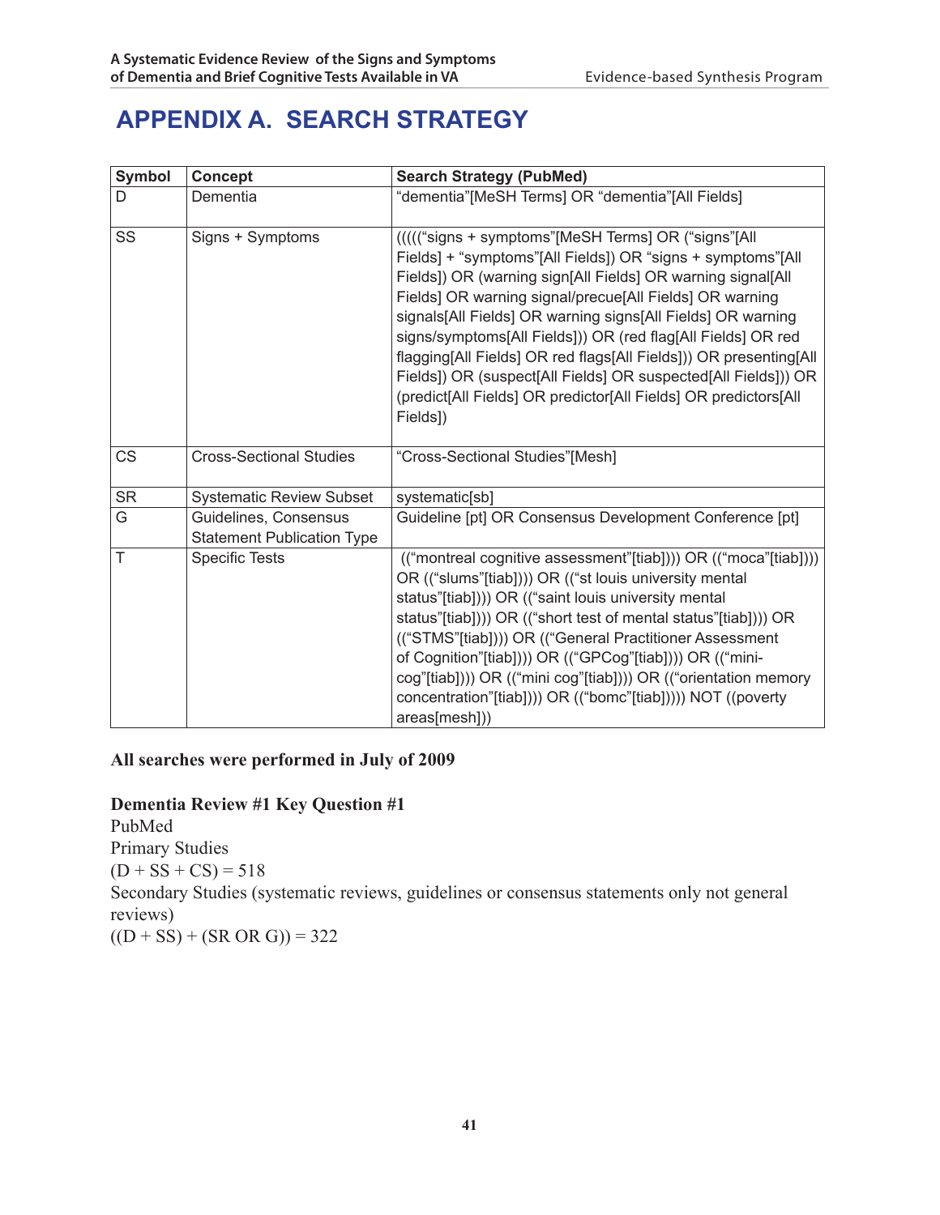# APPENDIX A. SEARCH STRATEGY

| Symbol | Concept | Search Strategy (PubMed) |
| --- | --- | --- |
| D | Dementia | "dementia"[MeSH Terms] OR "dementia"[All Fields] |
| SS | Signs + Symptoms | ((((("signs + symptoms"[MeSH Terms] OR ("signs"[All Fields] + "symptoms"[All Fields]) OR "signs + symptoms"[All Fields]) OR (warning sign[All Fields] OR warning signal[All Fields] OR warning signal/precue[All Fields] OR warning signals[All Fields] OR warning signs[All Fields] OR warning signs/symptoms[All Fields])) OR (red flag[All Fields] OR red flagging[All Fields] OR red flags[All Fields])) OR presenting[All Fields]) OR (suspect[All Fields] OR suspected[All Fields])) OR (predict[All Fields] OR predictor[All Fields] OR predictors[All Fields]) |
| CS | Cross-Sectional Studies | "Cross-Sectional Studies"[Mesh] |
| SR | Systematic Review Subset | systematic[sb] |
| G | Guidelines, Consensus Statement Publication Type | Guideline [pt] OR Consensus Development Conference [pt] |
| T | Specific Tests | (("montreal cognitive assessment"[tiab]))) OR (("moca"[tiab]))) OR (("slums"[tiab]))) OR (("st louis university mental status"[tiab]))) OR (("saint louis university mental status"[tiab]))) OR (("short test of mental status"[tiab]))) OR (("STMS"[tiab]))) OR (("General Practitioner Assessment of Cognition"[tiab]))) OR (("GPCog"[tiab]))) OR (("mini-cog"[tiab]))) OR (("mini cog"[tiab]))) OR (("orientation memory concentration"[tiab]))) OR (("bomc"[tiab])))) NOT ((poverty areas[mesh])) |

**All searches were performed in July of 2009**

**Dementia Review #1 Key Question #1**

PubMed

Primary Studies

(D + SS + CS) = 518

Secondary Studies (systematic reviews, guidelines or consensus statements only not general reviews)

((D + SS) + (SR OR G)) = 322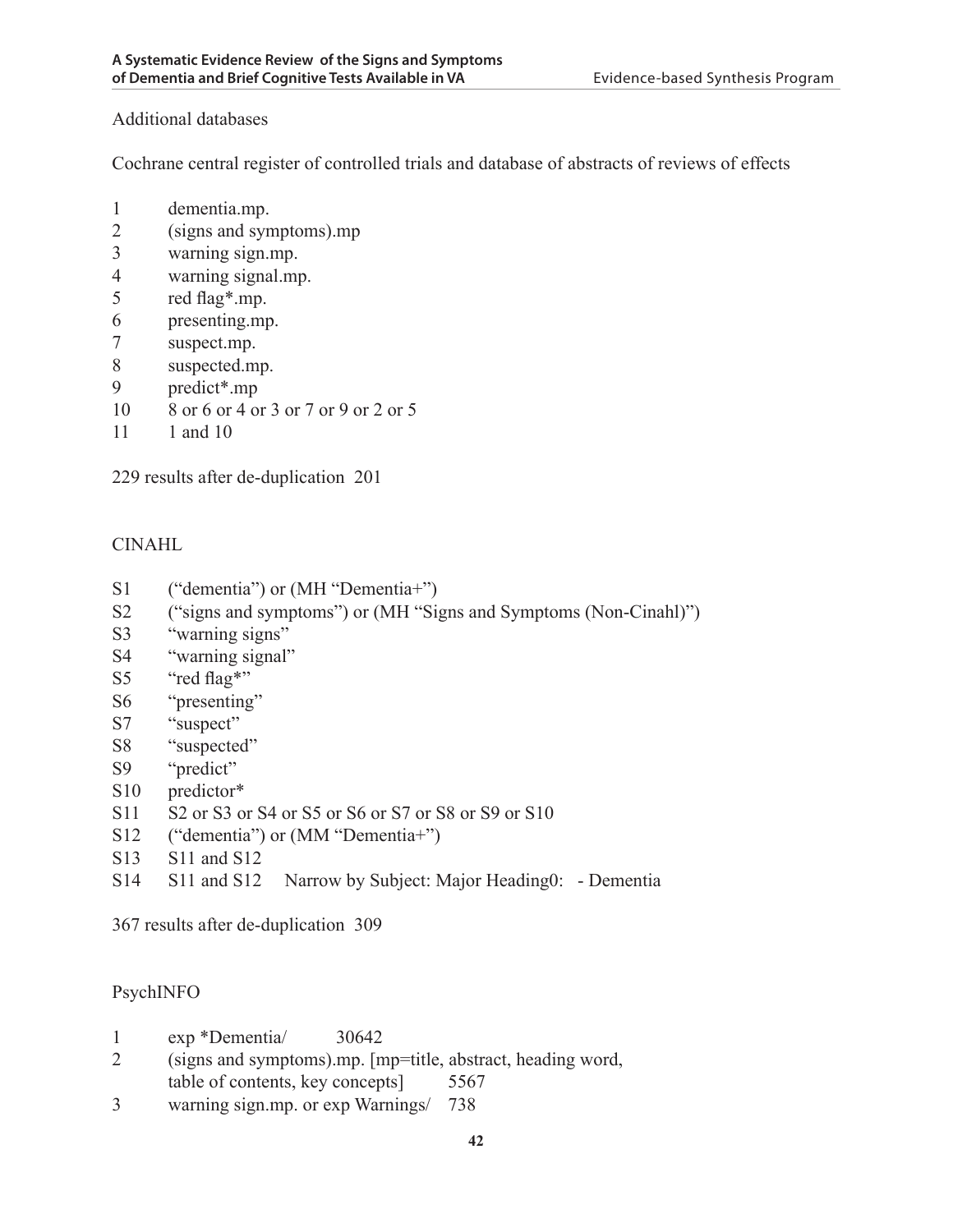Additional databases

Cochrane central register of controlled trials and database of abstracts of reviews of effects

1 dementia.mp.
2 (signs and symptoms).mp
3 warning sign.mp.
4 warning signal.mp.
5 red flag*.mp.
6 presenting.mp.
7 suspect.mp.
8 suspected.mp.
9 predict*.mp
10 8 or 6 or 4 or 3 or 7 or 9 or 2 or 5
11 1 and 10

229 results after de-duplication 201

CINAHL

S1 ("dementia") or (MH "Dementia+")
S2 ("signs and symptoms") or (MH "Signs and Symptoms (Non-Cinahl)")
S3 "warning signs"
S4 "warning signal"
S5 "red flag*"
S6 "presenting"
S7 "suspect"
S8 "suspected"
S9 "predict"
S10 predictor*
S11 S2 or S3 or S4 or S5 or S6 or S7 or S8 or S9 or S10
S12 ("dementia") or (MM "Dementia+")
S13 S11 and S12
S14 S11 and S12 Narrow by Subject: Major Heading0: - Dementia

367 results after de-duplication 309

PsychINFO

1 exp *Dementia/ 30642
2 (signs and symptoms).mp. [mp=title, abstract, heading word, table of contents, key concepts] 5567
3 warning sign.mp. or exp Warnings/ 738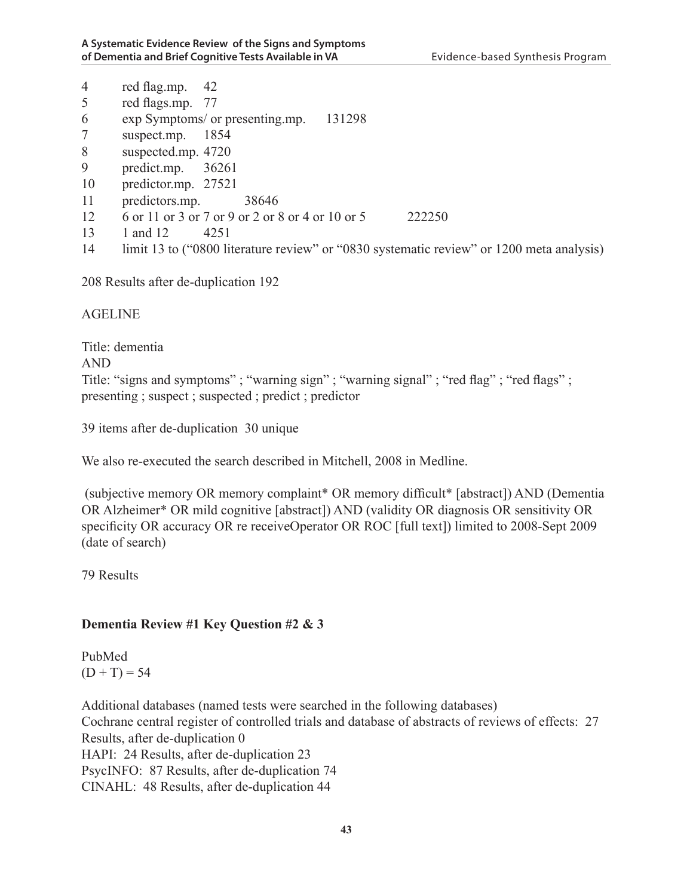| | | |
|---|---|---|
| 4 | red flag.mp. | 42 |
| 5 | red flags.mp. | 77 |
| 6 | exp Symptoms/ or presenting.mp. | 131298 |
| 7 | suspect.mp. | 1854 |
| 8 | suspected.mp. | 4720 |
| 9 | predict.mp. | 36261 |
| 10 | predictor.mp. | 27521 |
| 11 | predictors.mp. | 38646 |
| 12 | 6 or 11 or 3 or 7 or 9 or 2 or 8 or 4 or 10 or 5 | 222250 |
| 13 | 1 and 12 | 4251 |
| 14 | limit 13 to ("0800 literature review" or "0830 systematic review" or 1200 meta analysis) | |

208 Results after de-duplication 192

AGELINE

Title: dementia
AND
Title: "signs and symptoms" ; "warning sign" ; "warning signal" ; "red flag" ; "red flags" ; presenting ; suspect ; suspected ; predict ; predictor

39 items after de-duplication 30 unique

We also re-executed the search described in Mitchell, 2008 in Medline.

(subjective memory OR memory complaint* OR memory difficult* [abstract]) AND (Dementia OR Alzheimer* OR mild cognitive [abstract]) AND (validity OR diagnosis OR sensitivity OR specificity OR accuracy OR re receiveOperator OR ROC [full text]) limited to 2008-Sept 2009 (date of search)

79 Results

**Dementia Review #1 Key Question #2 & 3**

PubMed
(D + T) = 54

Additional databases (named tests were searched in the following databases)
Cochrane central register of controlled trials and database of abstracts of reviews of effects: 27 Results, after de-duplication 0
HAPI: 24 Results, after de-duplication 23
PsycINFO: 87 Results, after de-duplication 74
CINAHL: 48 Results, after de-duplication 44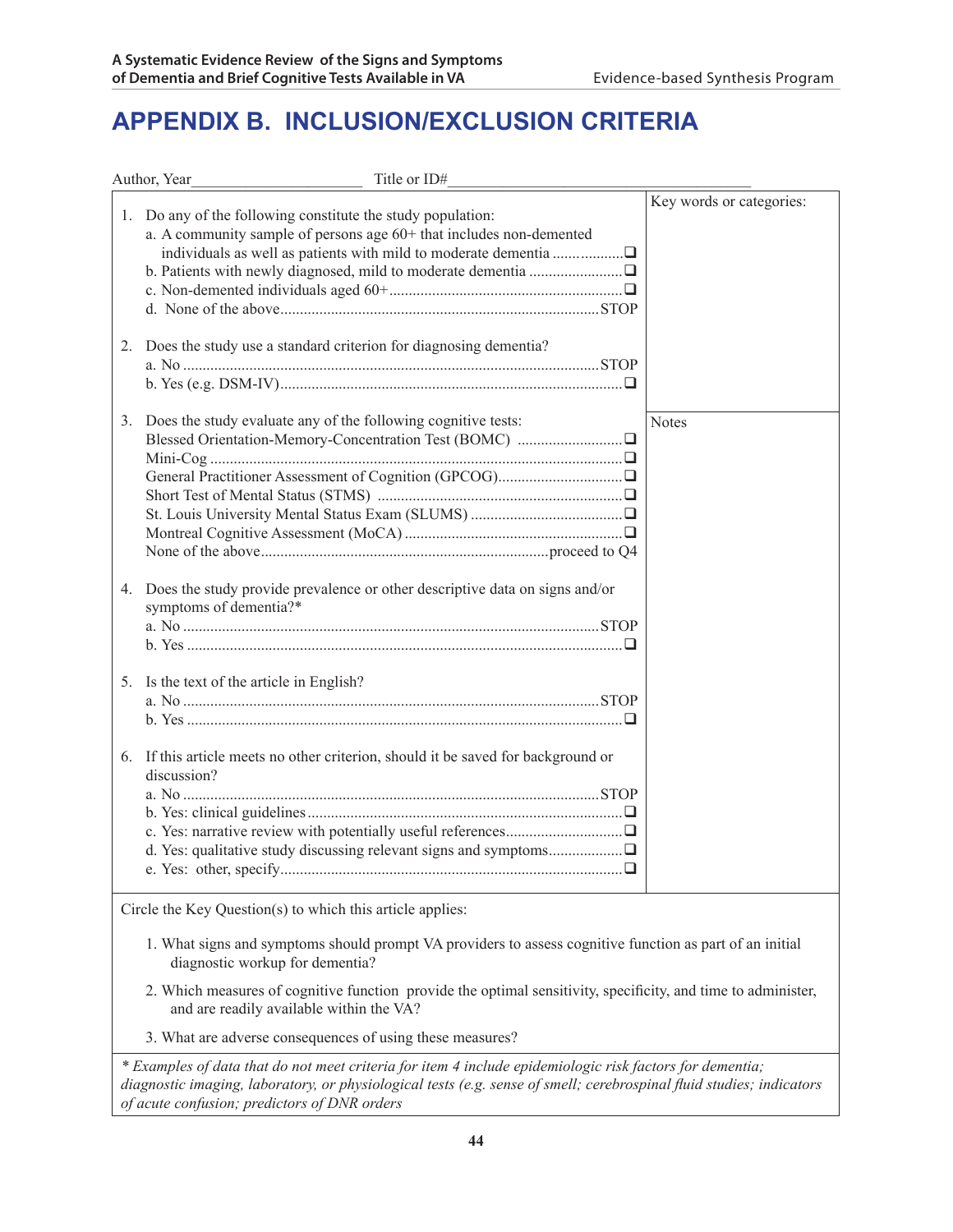# APPENDIX B. INCLUSION/EXCLUSION CRITERIA

Author, Year\_\_\_\_\_\_\_\_\_\_\_\_\_\_\_\_\_\_\_\_\_\_ Title or ID#\_\_\_\_\_\_\_\_\_\_\_\_\_\_\_\_\_\_\_\_\_\_\_\_\_\_\_\_\_\_\_\_\_\_\_\_\_\_\_\_\_

Key words or categories:

1. Do any of the following constitute the study population:
   - a. A community sample of persons age 60+ that includes non-demented individuals as well as patients with mild to moderate dementia .................. ❑
   - b. Patients with newly diagnosed, mild to moderate dementia ........................ ❑
   - c. Non-demented individuals aged 60+ ........................................................... ❑
   - d. None of the above ................................................................................. STOP

2. Does the study use a standard criterion for diagnosing dementia?
   - a. No ........................................................................................................ STOP
   - b. Yes (e.g. DSM-IV) ....................................................................................... ❑

Notes

3. Does the study evaluate any of the following cognitive tests:
   - Blessed Orientation-Memory-Concentration Test (BOMC) .......................... ❑
   - Mini-Cog .......................................................................................................... ❑
   - General Practitioner Assessment of Cognition (GPCOG) ................................ ❑
   - Short Test of Mental Status (STMS) ............................................................... ❑
   - St. Louis University Mental Status Exam (SLUMS) ....................................... ❑
   - Montreal Cognitive Assessment (MoCA) ........................................................ ❑
   - None of the above .......................................................................... proceed to Q4

4. Does the study provide prevalence or other descriptive data on signs and/or symptoms of dementia?*
   - a. No ........................................................................................................ STOP
   - b. Yes ............................................................................................................... ❑

5. Is the text of the article in English?
   - a. No ........................................................................................................ STOP
   - b. Yes ............................................................................................................... ❑

6. If this article meets no other criterion, should it be saved for background or discussion?
   - a. No ........................................................................................................ STOP
   - b. Yes: clinical guidelines ................................................................................. ❑
   - c. Yes: narrative review with potentially useful references .............................. ❑
   - d. Yes: qualitative study discussing relevant signs and symptoms ................... ❑
   - e. Yes: other, specify ........................................................................................ ❑

Circle the Key Question(s) to which this article applies:

1. What signs and symptoms should prompt VA providers to assess cognitive function as part of an initial diagnostic workup for dementia?
2. Which measures of cognitive function provide the optimal sensitivity, specificity, and time to administer, and are readily available within the VA?
3. What are adverse consequences of using these measures?

*\* Examples of data that do not meet criteria for item 4 include epidemiologic risk factors for dementia; diagnostic imaging, laboratory, or physiological tests (e.g. sense of smell; cerebrospinal fluid studies; indicators of acute confusion; predictors of DNR orders*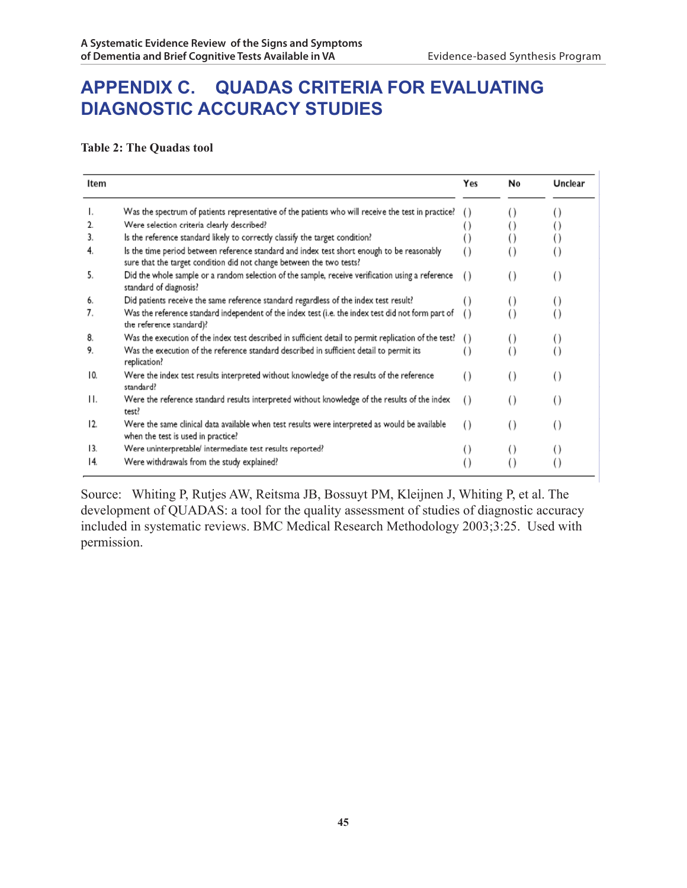# APPENDIX C. QUADAS CRITERIA FOR EVALUATING DIAGNOSTIC ACCURACY STUDIES

**Table 2: The Quadas tool**

| Item | | Yes | No | Unclear |
|---|---|---|---|---|
| 1. | Was the spectrum of patients representative of the patients who will receive the test in practice? | () | () | () |
| 2. | Were selection criteria clearly described? | () | () | () |
| 3. | Is the reference standard likely to correctly classify the target condition? | () | () | () |
| 4. | Is the time period between reference standard and index test short enough to be reasonably sure that the target condition did not change between the two tests? | () | () | () |
| 5. | Did the whole sample or a random selection of the sample, receive verification using a reference standard of diagnosis? | () | () | () |
| 6. | Did patients receive the same reference standard regardless of the index test result? | () | () | () |
| 7. | Was the reference standard independent of the index test (i.e. the index test did not form part of the reference standard)? | () | () | () |
| 8. | Was the execution of the index test described in sufficient detail to permit replication of the test? | () | () | () |
| 9. | Was the execution of the reference standard described in sufficient detail to permit its replication? | () | () | () |
| 10. | Were the index test results interpreted without knowledge of the results of the reference standard? | () | () | () |
| 11. | Were the reference standard results interpreted without knowledge of the results of the index test? | () | () | () |
| 12. | Were the same clinical data available when test results were interpreted as would be available when the test is used in practice? | () | () | () |
| 13. | Were uninterpretable/ intermediate test results reported? | () | () | () |
| 14. | Were withdrawals from the study explained? | () | () | () |

Source: Whiting P, Rutjes AW, Reitsma JB, Bossuyt PM, Kleijnen J, Whiting P, et al. The development of QUADAS: a tool for the quality assessment of studies of diagnostic accuracy included in systematic reviews. BMC Medical Research Methodology 2003;3:25. Used with permission.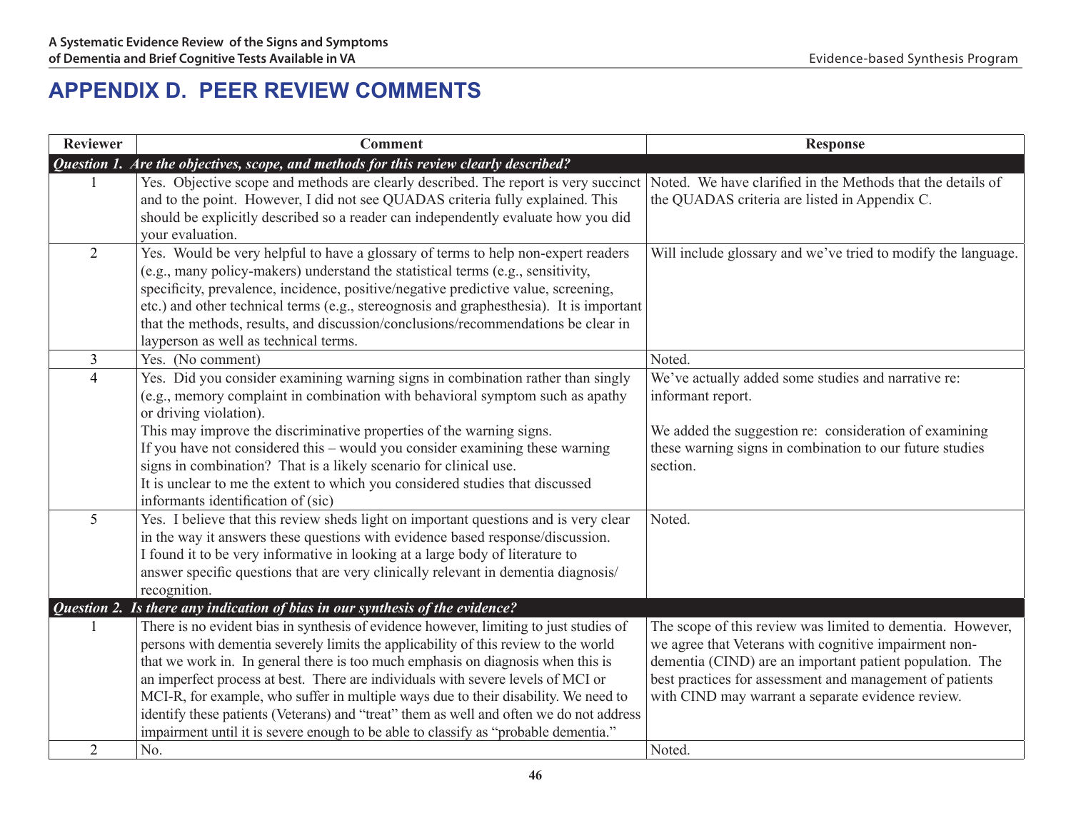# APPENDIX D. PEER REVIEW COMMENTS

| Reviewer | Comment | Response |
|---|---|---|
| ***Question 1. Are the objectives, scope, and methods for this review clearly described?*** | | |
| 1 | Yes. Objective scope and methods are clearly described. The report is very succinct and to the point. However, I did not see QUADAS criteria fully explained. This should be explicitly described so a reader can independently evaluate how you did your evaluation. | Noted. We have clarified in the Methods that the details of the QUADAS criteria are listed in Appendix C. |
| 2 | Yes. Would be very helpful to have a glossary of terms to help non-expert readers (e.g., many policy-makers) understand the statistical terms (e.g., sensitivity, specificity, prevalence, incidence, positive/negative predictive value, screening, etc.) and other technical terms (e.g., stereognosis and graphesthesia). It is important that the methods, results, and discussion/conclusions/recommendations be clear in layperson as well as technical terms. | Will include glossary and we've tried to modify the language. |
| 3 | Yes. (No comment) | Noted. |
| 4 | Yes. Did you consider examining warning signs in combination rather than singly (e.g., memory complaint in combination with behavioral symptom such as apathy or driving violation).<br>This may improve the discriminative properties of the warning signs.<br>If you have not considered this – would you consider examining these warning signs in combination? That is a likely scenario for clinical use.<br>It is unclear to me the extent to which you considered studies that discussed informants identification of (sic) | We've actually added some studies and narrative re: informant report.<br><br>We added the suggestion re: consideration of examining these warning signs in combination to our future studies section. |
| 5 | Yes. I believe that this review sheds light on important questions and is very clear in the way it answers these questions with evidence based response/discussion. I found it to be very informative in looking at a large body of literature to answer specific questions that are very clinically relevant in dementia diagnosis/recognition. | Noted. |
| ***Question 2. Is there any indication of bias in our synthesis of the evidence?*** | | |
| 1 | There is no evident bias in synthesis of evidence however, limiting to just studies of persons with dementia severely limits the applicability of this review to the world that we work in. In general there is too much emphasis on diagnosis when this is an imperfect process at best. There are individuals with severe levels of MCI or MCI-R, for example, who suffer in multiple ways due to their disability. We need to identify these patients (Veterans) and "treat" them as well and often we do not address impairment until it is severe enough to be able to classify as "probable dementia." | The scope of this review was limited to dementia. However, we agree that Veterans with cognitive impairment non-dementia (CIND) are an important patient population. The best practices for assessment and management of patients with CIND may warrant a separate evidence review. |
| 2 | No. | Noted. |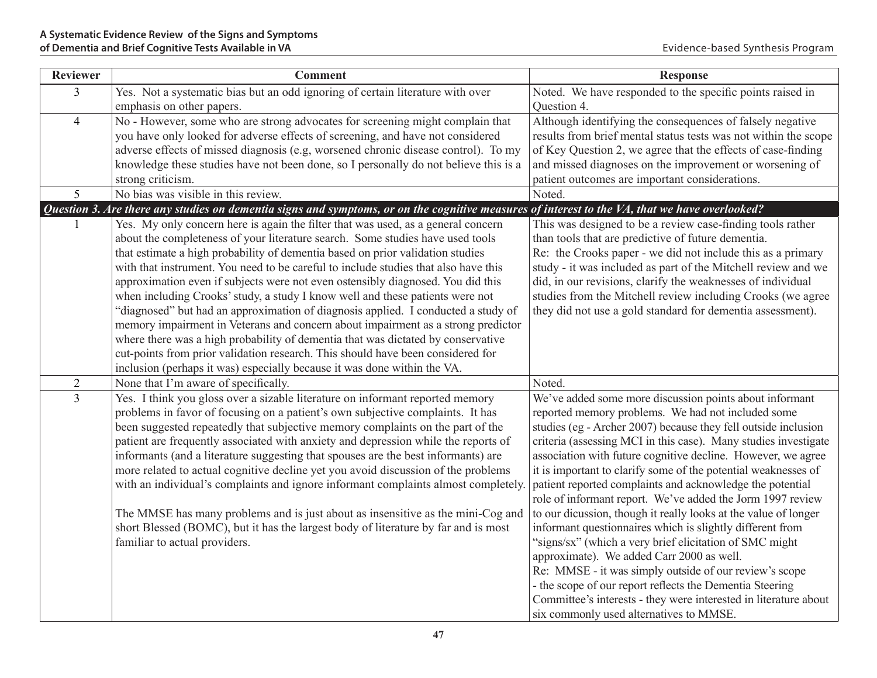| Reviewer | Comment | Response |
|---|---|---|
| 3 | Yes. Not a systematic bias but an odd ignoring of certain literature with over emphasis on other papers. | Noted. We have responded to the specific points raised in Question 4. |
| 4 | No - However, some who are strong advocates for screening might complain that you have only looked for adverse effects of screening, and have not considered adverse effects of missed diagnosis (e.g, worsened chronic disease control). To my knowledge these studies have not been done, so I personally do not believe this is a strong criticism. | Although identifying the consequences of falsely negative results from brief mental status tests was not within the scope of Key Question 2, we agree that the effects of case-finding and missed diagnoses on the improvement or worsening of patient outcomes are important considerations. |
| 5 | No bias was visible in this review. | Noted. |
| ***Question 3. Are there any studies on dementia signs and symptoms, or on the cognitive measures of interest to the VA, that we have overlooked?*** | | |
| 1 | Yes. My only concern here is again the filter that was used, as a general concern about the completeness of your literature search. Some studies have used tools that estimate a high probability of dementia based on prior validation studies with that instrument. You need to be careful to include studies that also have this approximation even if subjects were not even ostensibly diagnosed. You did this when including Crooks' study, a study I know well and these patients were not "diagnosed" but had an approximation of diagnosis applied. I conducted a study of memory impairment in Veterans and concern about impairment as a strong predictor where there was a high probability of dementia that was dictated by conservative cut-points from prior validation research. This should have been considered for inclusion (perhaps it was) especially because it was done within the VA. | This was designed to be a review case-finding tools rather than tools that are predictive of future dementia.<br>Re: the Crooks paper - we did not include this as a primary study - it was included as part of the Mitchell review and we did, in our revisions, clarify the weaknesses of individual studies from the Mitchell review including Crooks (we agree they did not use a gold standard for dementia assessment). |
| 2 | None that I'm aware of specifically. | Noted. |
| 3 | Yes. I think you gloss over a sizable literature on informant reported memory problems in favor of focusing on a patient's own subjective complaints. It has been suggested repeatedly that subjective memory complaints on the part of the patient are frequently associated with anxiety and depression while the reports of informants (and a literature suggesting that spouses are the best informants) are more related to actual cognitive decline yet you avoid discussion of the problems with an individual's complaints and ignore informant complaints almost completely.<br><br>The MMSE has many problems and is just about as insensitive as the mini-Cog and short Blessed (BOMC), but it has the largest body of literature by far and is most familiar to actual providers. | We've added some more discussion points about informant reported memory problems. We had not included some studies (eg - Archer 2007) because they fell outside inclusion criteria (assessing MCI in this case). Many studies investigate association with future cognitive decline. However, we agree it is important to clarify some of the potential weaknesses of patient reported complaints and acknowledge the potential role of informant report. We've added the Jorm 1997 review to our dicussion, though it really looks at the value of longer informant questionnaires which is slightly different from "signs/sx" (which a very brief elicitation of SMC might approximate). We added Carr 2000 as well.<br>Re: MMSE - it was simply outside of our review's scope - the scope of our report reflects the Dementia Steering Committee's interests - they were interested in literature about six commonly used alternatives to MMSE. |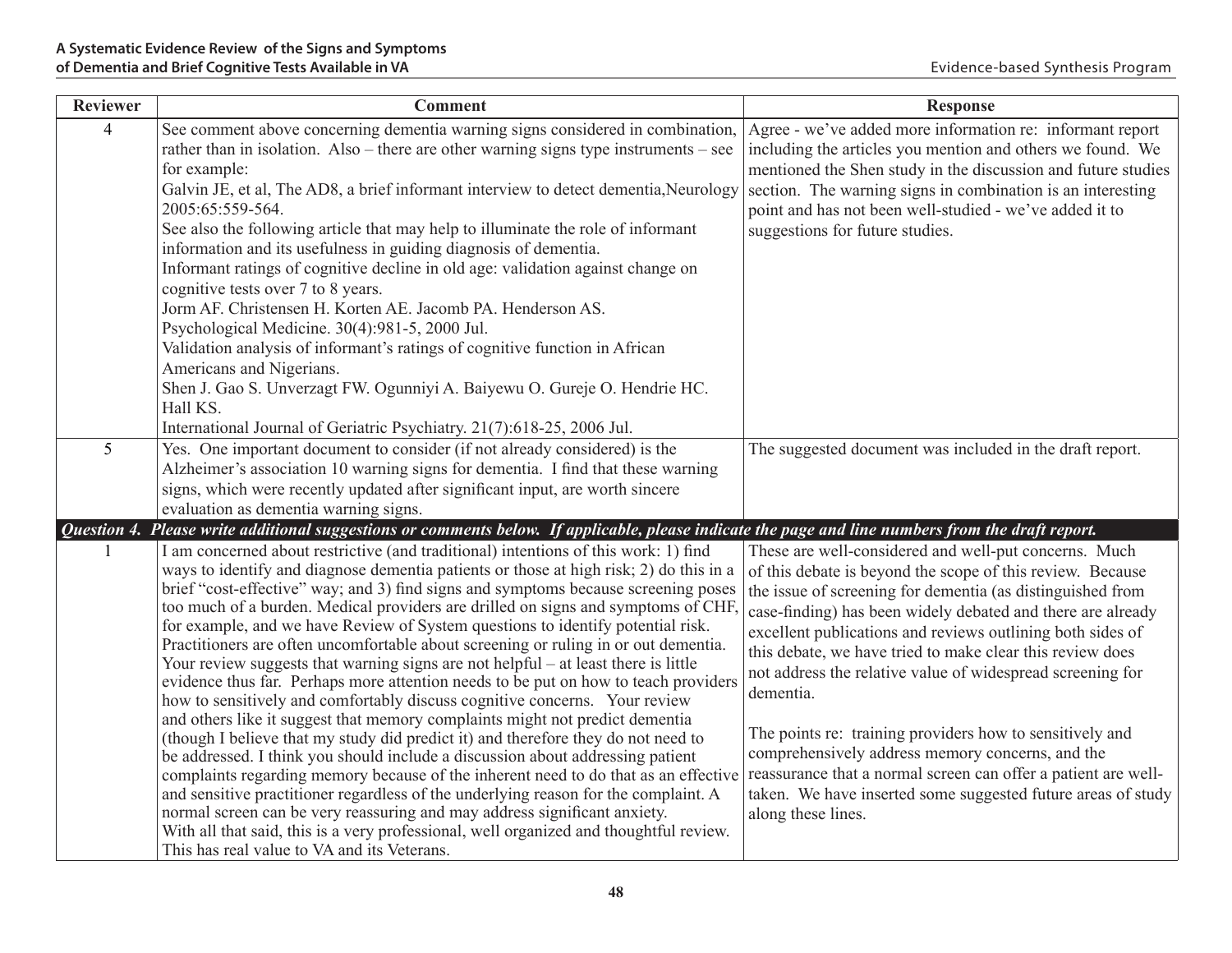| Reviewer | Comment | Response |
|---|---|---|
| 4 | See comment above concerning dementia warning signs considered in combination, rather than in isolation. Also – there are other warning signs type instruments – see for example:<br>Galvin JE, et al, The AD8, a brief informant interview to detect dementia,Neurology 2005:65:559-564.<br>See also the following article that may help to illuminate the role of informant information and its usefulness in guiding diagnosis of dementia.<br>Informant ratings of cognitive decline in old age: validation against change on cognitive tests over 7 to 8 years.<br>Jorm AF. Christensen H. Korten AE. Jacomb PA. Henderson AS.<br>Psychological Medicine. 30(4):981-5, 2000 Jul.<br>Validation analysis of informant's ratings of cognitive function in African Americans and Nigerians.<br>Shen J. Gao S. Unverzagt FW. Ogunniyi A. Baiyewu O. Gureje O. Hendrie HC. Hall KS.<br>International Journal of Geriatric Psychiatry. 21(7):618-25, 2006 Jul. | Agree - we've added more information re: informant report including the articles you mention and others we found. We mentioned the Shen study in the discussion and future studies section. The warning signs in combination is an interesting point and has not been well-studied - we've added it to suggestions for future studies. |
| 5 | Yes. One important document to consider (if not already considered) is the Alzheimer's association 10 warning signs for dementia. I find that these warning signs, which were recently updated after significant input, are worth sincere evaluation as dementia warning signs. | The suggested document was included in the draft report. |
| ***Question 4. Please write additional suggestions or comments below. If applicable, please indicate the page and line numbers from the draft report.*** | | |
| 1 | I am concerned about restrictive (and traditional) intentions of this work: 1) find ways to identify and diagnose dementia patients or those at high risk; 2) do this in a brief "cost-effective" way; and 3) find signs and symptoms because screening poses too much of a burden. Medical providers are drilled on signs and symptoms of CHF, for example, and we have Review of System questions to identify potential risk. Practitioners are often uncomfortable about screening or ruling in or out dementia. Your review suggests that warning signs are not helpful – at least there is little evidence thus far. Perhaps more attention needs to be put on how to teach providers how to sensitively and comfortably discuss cognitive concerns. Your review and others like it suggest that memory complaints might not predict dementia (though I believe that my study did predict it) and therefore they do not need to be addressed. I think you should include a discussion about addressing patient complaints regarding memory because of the inherent need to do that as an effective and sensitive practitioner regardless of the underlying reason for the complaint. A normal screen can be very reassuring and may address significant anxiety.<br>With all that said, this is a very professional, well organized and thoughtful review. This has real value to VA and its Veterans. | These are well-considered and well-put concerns. Much of this debate is beyond the scope of this review. Because the issue of screening for dementia (as distinguished from case-finding) has been widely debated and there are already excellent publications and reviews outlining both sides of this debate, we have tried to make clear this review does not address the relative value of widespread screening for dementia.<br><br>The points re: training providers how to sensitively and comprehensively address memory concerns, and the reassurance that a normal screen can offer a patient are well-taken. We have inserted some suggested future areas of study along these lines. |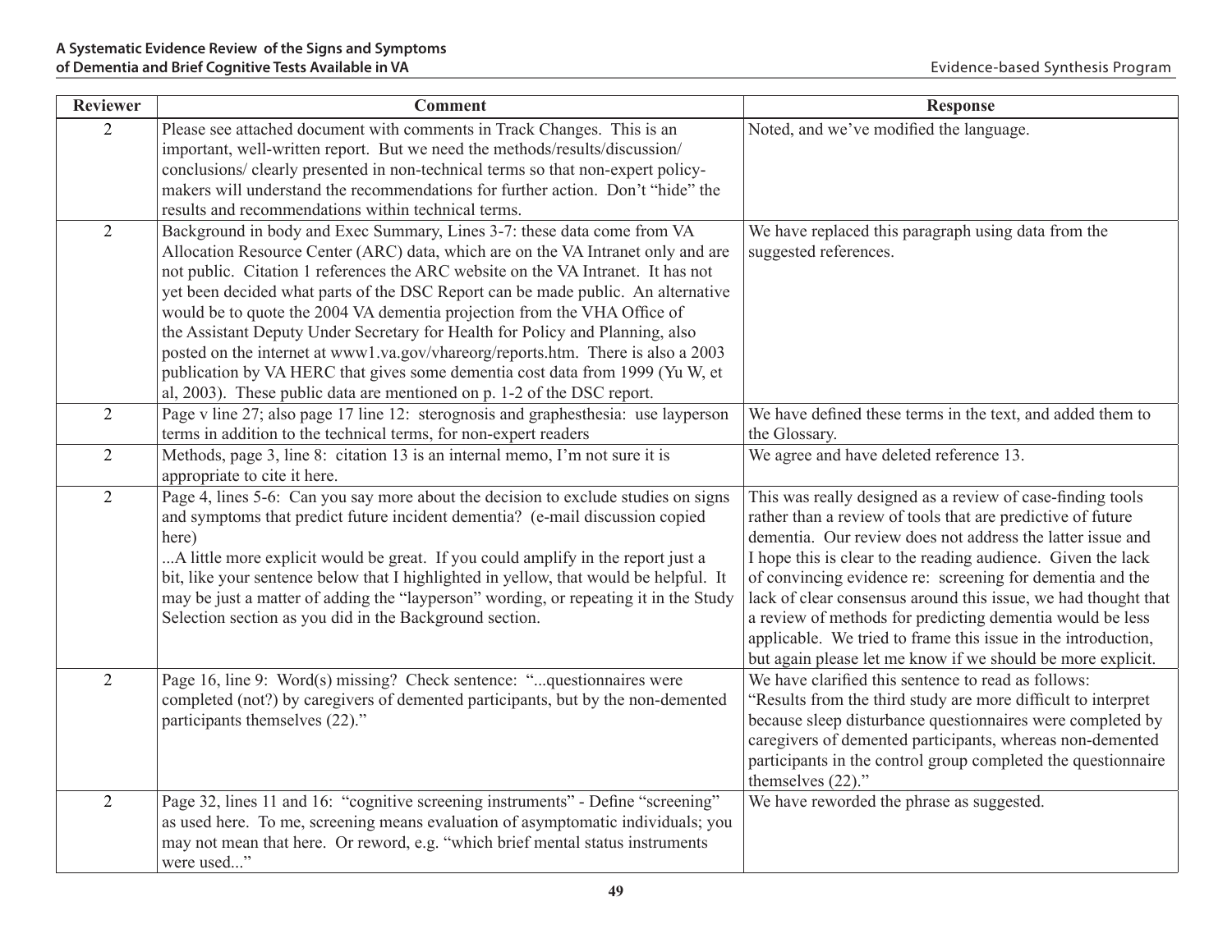| Reviewer | Comment | Response |
|---|---|---|
| 2 | Please see attached document with comments in Track Changes. This is an important, well-written report. But we need the methods/results/discussion/ conclusions/ clearly presented in non-technical terms so that non-expert policy-makers will understand the recommendations for further action. Don't "hide" the results and recommendations within technical terms. | Noted, and we've modified the language. |
| 2 | Background in body and Exec Summary, Lines 3-7: these data come from VA Allocation Resource Center (ARC) data, which are on the VA Intranet only and are not public. Citation 1 references the ARC website on the VA Intranet. It has not yet been decided what parts of the DSC Report can be made public. An alternative would be to quote the 2004 VA dementia projection from the VHA Office of the Assistant Deputy Under Secretary for Health for Policy and Planning, also posted on the internet at www1.va.gov/vhareorg/reports.htm. There is also a 2003 publication by VA HERC that gives some dementia cost data from 1999 (Yu W, et al, 2003). These public data are mentioned on p. 1-2 of the DSC report. | We have replaced this paragraph using data from the suggested references. |
| 2 | Page v line 27; also page 17 line 12: sterognosis and graphesthesia: use layperson terms in addition to the technical terms, for non-expert readers | We have defined these terms in the text, and added them to the Glossary. |
| 2 | Methods, page 3, line 8: citation 13 is an internal memo, I'm not sure it is appropriate to cite it here. | We agree and have deleted reference 13. |
| 2 | Page 4, lines 5-6: Can you say more about the decision to exclude studies on signs and symptoms that predict future incident dementia? (e-mail discussion copied here)<br>...A little more explicit would be great. If you could amplify in the report just a bit, like your sentence below that I highlighted in yellow, that would be helpful. It may be just a matter of adding the "layperson" wording, or repeating it in the Study Selection section as you did in the Background section. | This was really designed as a review of case-finding tools rather than a review of tools that are predictive of future dementia. Our review does not address the latter issue and I hope this is clear to the reading audience. Given the lack of convincing evidence re: screening for dementia and the lack of clear consensus around this issue, we had thought that a review of methods for predicting dementia would be less applicable. We tried to frame this issue in the introduction, but again please let me know if we should be more explicit. |
| 2 | Page 16, line 9: Word(s) missing? Check sentence: "...questionnaires were completed (not?) by caregivers of demented participants, but by the non-demented participants themselves (22)." | We have clarified this sentence to read as follows: "Results from the third study are more difficult to interpret because sleep disturbance questionnaires were completed by caregivers of demented participants, whereas non-demented participants in the control group completed the questionnaire themselves (22)." |
| 2 | Page 32, lines 11 and 16: "cognitive screening instruments" - Define "screening" as used here. To me, screening means evaluation of asymptomatic individuals; you may not mean that here. Or reword, e.g. "which brief mental status instruments were used..." | We have reworded the phrase as suggested. |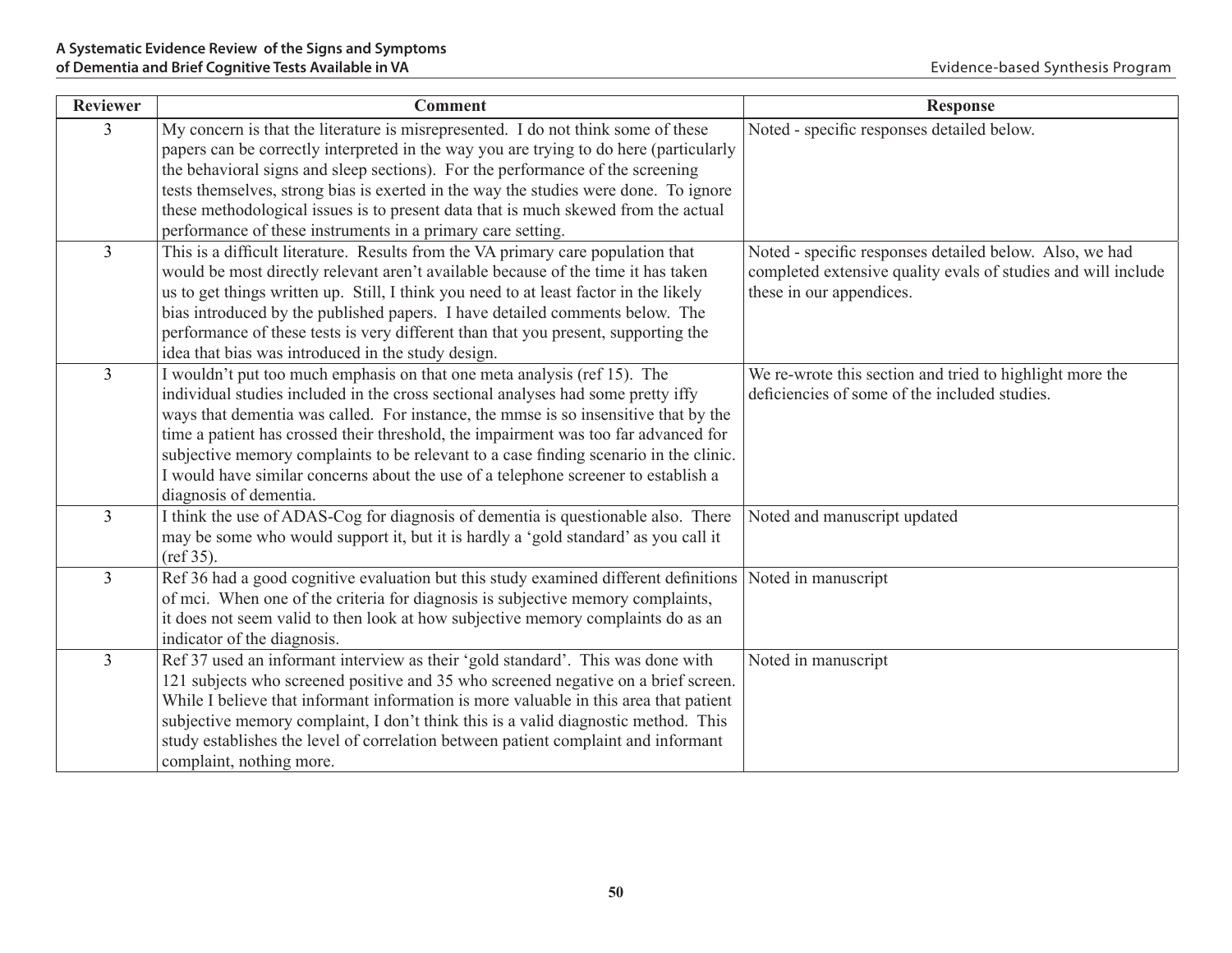| Reviewer | Comment | Response |
|---|---|---|
| 3 | My concern is that the literature is misrepresented. I do not think some of these papers can be correctly interpreted in the way you are trying to do here (particularly the behavioral signs and sleep sections). For the performance of the screening tests themselves, strong bias is exerted in the way the studies were done. To ignore these methodological issues is to present data that is much skewed from the actual performance of these instruments in a primary care setting. | Noted - specific responses detailed below. |
| 3 | This is a difficult literature. Results from the VA primary care population that would be most directly relevant aren't available because of the time it has taken us to get things written up. Still, I think you need to at least factor in the likely bias introduced by the published papers. I have detailed comments below. The performance of these tests is very different than that you present, supporting the idea that bias was introduced in the study design. | Noted - specific responses detailed below. Also, we had completed extensive quality evals of studies and will include these in our appendices. |
| 3 | I wouldn't put too much emphasis on that one meta analysis (ref 15). The individual studies included in the cross sectional analyses had some pretty iffy ways that dementia was called. For instance, the mmse is so insensitive that by the time a patient has crossed their threshold, the impairment was too far advanced for subjective memory complaints to be relevant to a case finding scenario in the clinic. I would have similar concerns about the use of a telephone screener to establish a diagnosis of dementia. | We re-wrote this section and tried to highlight more the deficiencies of some of the included studies. |
| 3 | I think the use of ADAS-Cog for diagnosis of dementia is questionable also. There may be some who would support it, but it is hardly a 'gold standard' as you call it (ref 35). | Noted and manuscript updated |
| 3 | Ref 36 had a good cognitive evaluation but this study examined different definitions of mci. When one of the criteria for diagnosis is subjective memory complaints, it does not seem valid to then look at how subjective memory complaints do as an indicator of the diagnosis. | Noted in manuscript |
| 3 | Ref 37 used an informant interview as their 'gold standard'. This was done with 121 subjects who screened positive and 35 who screened negative on a brief screen. While I believe that informant information is more valuable in this area that patient subjective memory complaint, I don't think this is a valid diagnostic method. This study establishes the level of correlation between patient complaint and informant complaint, nothing more. | Noted in manuscript |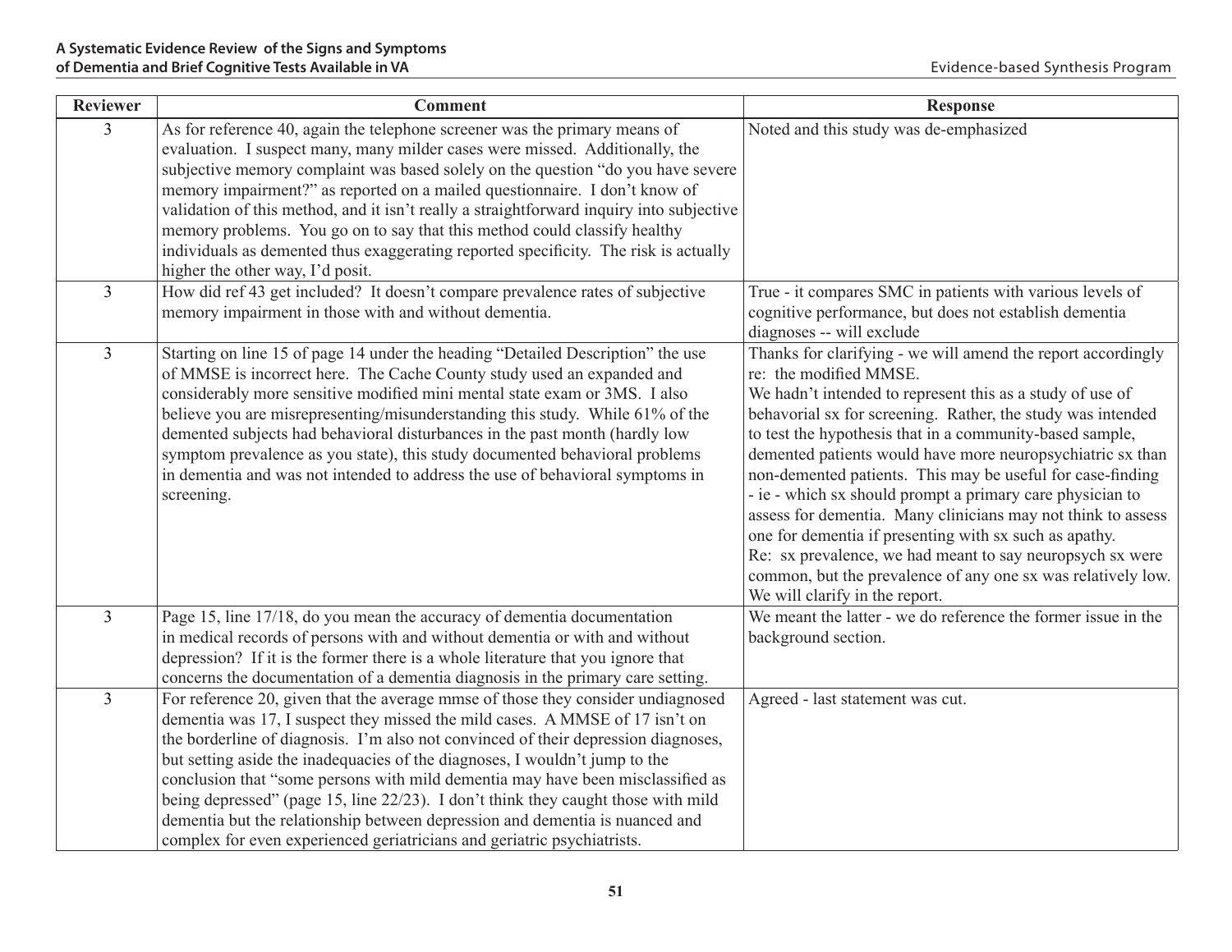| Reviewer | Comment | Response |
|---|---|---|
| 3 | As for reference 40, again the telephone screener was the primary means of evaluation. I suspect many, many milder cases were missed. Additionally, the subjective memory complaint was based solely on the question "do you have severe memory impairment?" as reported on a mailed questionnaire. I don't know of validation of this method, and it isn't really a straightforward inquiry into subjective memory problems. You go on to say that this method could classify healthy individuals as demented thus exaggerating reported specificity. The risk is actually higher the other way, I'd posit. | Noted and this study was de-emphasized |
| 3 | How did ref 43 get included? It doesn't compare prevalence rates of subjective memory impairment in those with and without dementia. | True - it compares SMC in patients with various levels of cognitive performance, but does not establish dementia diagnoses -- will exclude |
| 3 | Starting on line 15 of page 14 under the heading "Detailed Description" the use of MMSE is incorrect here. The Cache County study used an expanded and considerably more sensitive modified mini mental state exam or 3MS. I also believe you are misrepresenting/misunderstanding this study. While 61% of the demented subjects had behavioral disturbances in the past month (hardly low symptom prevalence as you state), this study documented behavioral problems in dementia and was not intended to address the use of behavioral symptoms in screening. | Thanks for clarifying - we will amend the report accordingly re: the modified MMSE.<br>We hadn't intended to represent this as a study of use of behavorial sx for screening. Rather, the study was intended to test the hypothesis that in a community-based sample, demented patients would have more neuropsychiatric sx than non-demented patients. This may be useful for case-finding - ie - which sx should prompt a primary care physician to assess for dementia. Many clinicians may not think to assess one for dementia if presenting with sx such as apathy.<br>Re: sx prevalence, we had meant to say neuropsych sx were common, but the prevalence of any one sx was relatively low. We will clarify in the report. |
| 3 | Page 15, line 17/18, do you mean the accuracy of dementia documentation in medical records of persons with and without dementia or with and without depression? If it is the former there is a whole literature that you ignore that concerns the documentation of a dementia diagnosis in the primary care setting. | We meant the latter - we do reference the former issue in the background section. |
| 3 | For reference 20, given that the average mmse of those they consider undiagnosed dementia was 17, I suspect they missed the mild cases. A MMSE of 17 isn't on the borderline of diagnosis. I'm also not convinced of their depression diagnoses, but setting aside the inadequacies of the diagnoses, I wouldn't jump to the conclusion that "some persons with mild dementia may have been misclassified as being depressed" (page 15, line 22/23). I don't think they caught those with mild dementia but the relationship between depression and dementia is nuanced and complex for even experienced geriatricians and geriatric psychiatrists. | Agreed - last statement was cut. |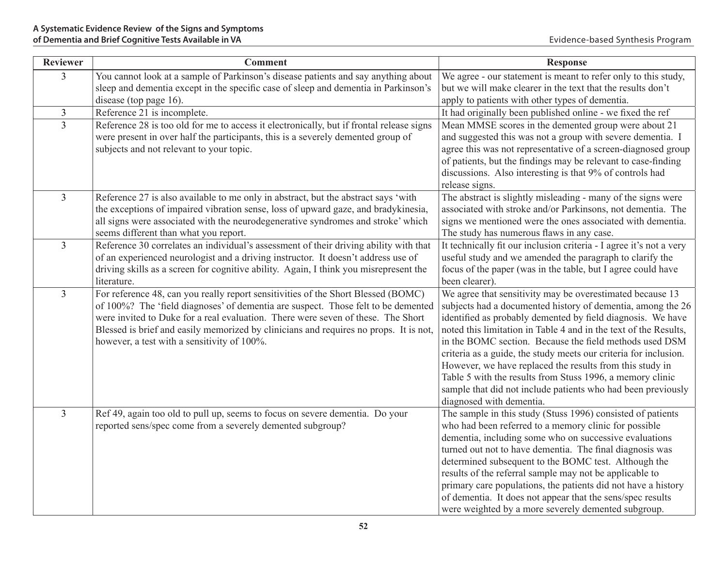| Reviewer | Comment | Response |
|---|---|---|
| 3 | You cannot look at a sample of Parkinson's disease patients and say anything about sleep and dementia except in the specific case of sleep and dementia in Parkinson's disease (top page 16). | We agree - our statement is meant to refer only to this study, but we will make clearer in the text that the results don't apply to patients with other types of dementia. |
| 3 | Reference 21 is incomplete. | It had originally been published online - we fixed the ref |
| 3 | Reference 28 is too old for me to access it electronically, but if frontal release signs were present in over half the participants, this is a severely demented group of subjects and not relevant to your topic. | Mean MMSE scores in the demented group were about 21 and suggested this was not a group with severe dementia. I agree this was not representative of a screen-diagnosed group of patients, but the findings may be relevant to case-finding discussions. Also interesting is that 9% of controls had release signs. |
| 3 | Reference 27 is also available to me only in abstract, but the abstract says 'with the exceptions of impaired vibration sense, loss of upward gaze, and bradykinesia, all signs were associated with the neurodegenerative syndromes and stroke' which seems different than what you report. | The abstract is slightly misleading - many of the signs were associated with stroke and/or Parkinsons, not dementia. The signs we mentioned were the ones associated with dementia. The study has numerous flaws in any case. |
| 3 | Reference 30 correlates an individual's assessment of their driving ability with that of an experienced neurologist and a driving instructor. It doesn't address use of driving skills as a screen for cognitive ability. Again, I think you misrepresent the literature. | It technically fit our inclusion criteria - I agree it's not a very useful study and we amended the paragraph to clarify the focus of the paper (was in the table, but I agree could have been clearer). |
| 3 | For reference 48, can you really report sensitivities of the Short Blessed (BOMC) of 100%? The 'field diagnoses' of dementia are suspect. Those felt to be demented were invited to Duke for a real evaluation. There were seven of these. The Short Blessed is brief and easily memorized by clinicians and requires no props. It is not, however, a test with a sensitivity of 100%. | We agree that sensitivity may be overestimated because 13 subjects had a documented history of dementia, among the 26 identified as probably demented by field diagnosis. We have noted this limitation in Table 4 and in the text of the Results, in the BOMC section. Because the field methods used DSM criteria as a guide, the study meets our criteria for inclusion. However, we have replaced the results from this study in Table 5 with the results from Stuss 1996, a memory clinic sample that did not include patients who had been previously diagnosed with dementia. |
| 3 | Ref 49, again too old to pull up, seems to focus on severe dementia. Do your reported sens/spec come from a severely demented subgroup? | The sample in this study (Stuss 1996) consisted of patients who had been referred to a memory clinic for possible dementia, including some who on successive evaluations turned out not to have dementia. The final diagnosis was determined subsequent to the BOMC test. Although the results of the referral sample may not be applicable to primary care populations, the patients did not have a history of dementia. It does not appear that the sens/spec results were weighted by a more severely demented subgroup. |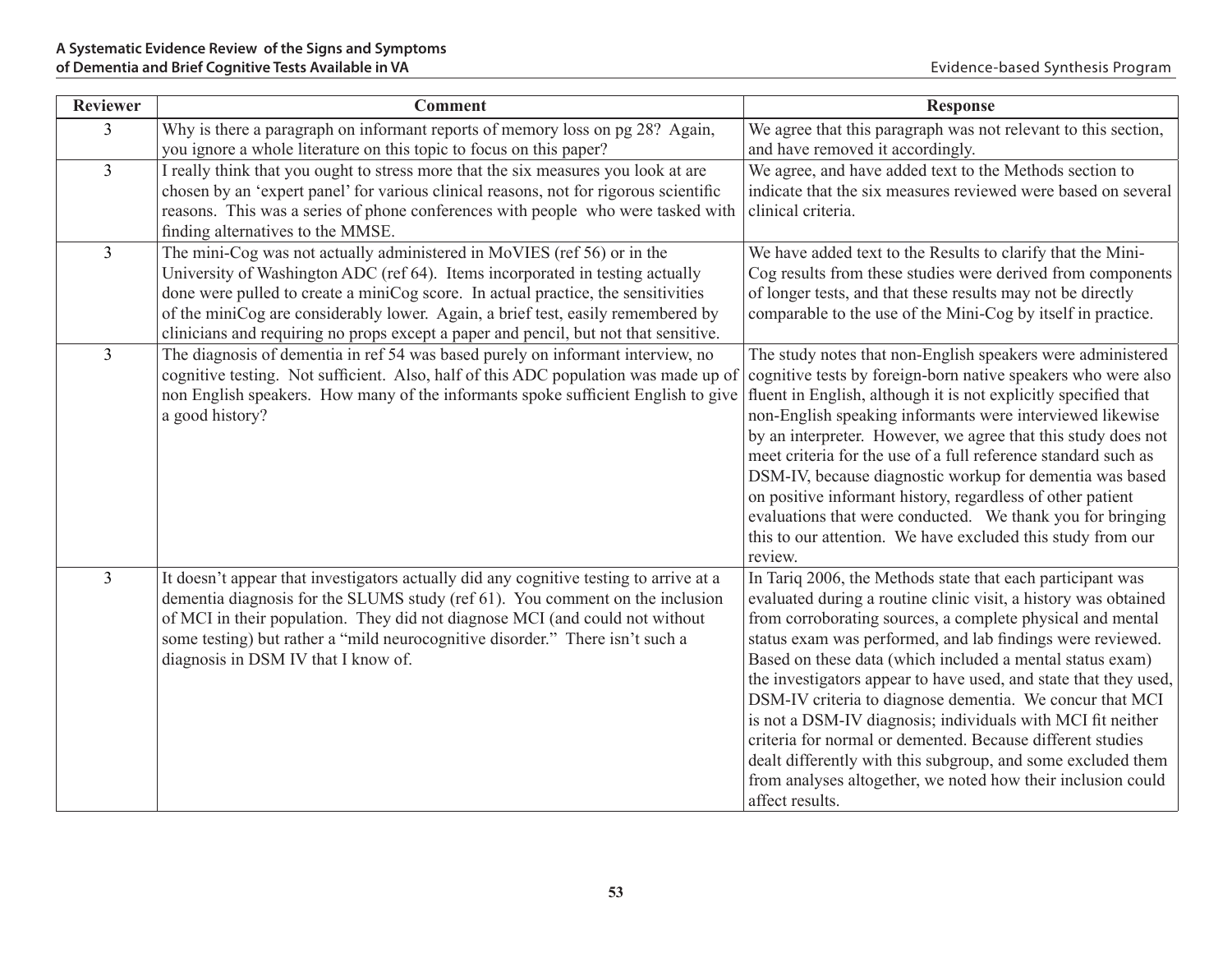| Reviewer | Comment | Response |
|---|---|---|
| 3 | Why is there a paragraph on informant reports of memory loss on pg 28? Again, you ignore a whole literature on this topic to focus on this paper? | We agree that this paragraph was not relevant to this section, and have removed it accordingly. |
| 3 | I really think that you ought to stress more that the six measures you look at are chosen by an 'expert panel' for various clinical reasons, not for rigorous scientific reasons. This was a series of phone conferences with people who were tasked with finding alternatives to the MMSE. | We agree, and have added text to the Methods section to indicate that the six measures reviewed were based on several clinical criteria. |
| 3 | The mini-Cog was not actually administered in MoVIES (ref 56) or in the University of Washington ADC (ref 64). Items incorporated in testing actually done were pulled to create a miniCog score. In actual practice, the sensitivities of the miniCog are considerably lower. Again, a brief test, easily remembered by clinicians and requiring no props except a paper and pencil, but not that sensitive. | We have added text to the Results to clarify that the Mini-Cog results from these studies were derived from components of longer tests, and that these results may not be directly comparable to the use of the Mini-Cog by itself in practice. |
| 3 | The diagnosis of dementia in ref 54 was based purely on informant interview, no cognitive testing. Not sufficient. Also, half of this ADC population was made up of non English speakers. How many of the informants spoke sufficient English to give a good history? | The study notes that non-English speakers were administered cognitive tests by foreign-born native speakers who were also fluent in English, although it is not explicitly specified that non-English speaking informants were interviewed likewise by an interpreter. However, we agree that this study does not meet criteria for the use of a full reference standard such as DSM-IV, because diagnostic workup for dementia was based on positive informant history, regardless of other patient evaluations that were conducted. We thank you for bringing this to our attention. We have excluded this study from our review. |
| 3 | It doesn't appear that investigators actually did any cognitive testing to arrive at a dementia diagnosis for the SLUMS study (ref 61). You comment on the inclusion of MCI in their population. They did not diagnose MCI (and could not without some testing) but rather a "mild neurocognitive disorder." There isn't such a diagnosis in DSM IV that I know of. | In Tariq 2006, the Methods state that each participant was evaluated during a routine clinic visit, a history was obtained from corroborating sources, a complete physical and mental status exam was performed, and lab findings were reviewed. Based on these data (which included a mental status exam) the investigators appear to have used, and state that they used, DSM-IV criteria to diagnose dementia. We concur that MCI is not a DSM-IV diagnosis; individuals with MCI fit neither criteria for normal or demented. Because different studies dealt differently with this subgroup, and some excluded them from analyses altogether, we noted how their inclusion could affect results. |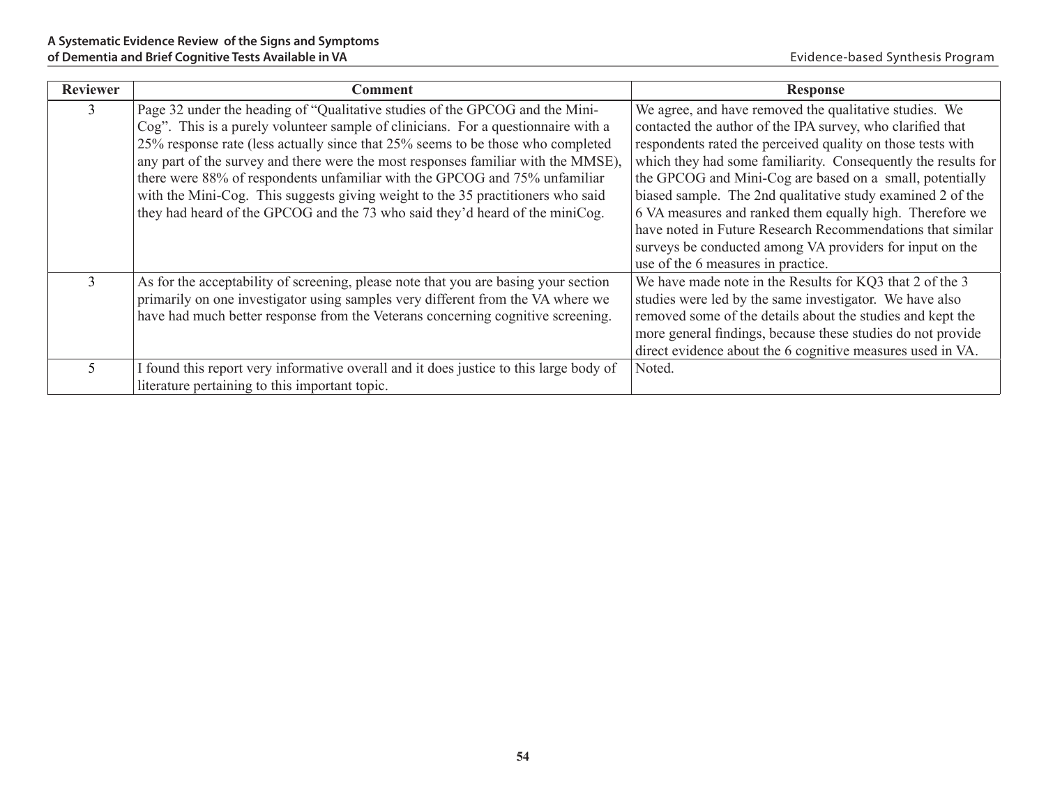| Reviewer | Comment | Response |
|---|---|---|
| 3 | Page 32 under the heading of "Qualitative studies of the GPCOG and the Mini-Cog". This is a purely volunteer sample of clinicians. For a questionnaire with a 25% response rate (less actually since that 25% seems to be those who completed any part of the survey and there were the most responses familiar with the MMSE), there were 88% of respondents unfamiliar with the GPCOG and 75% unfamiliar with the Mini-Cog. This suggests giving weight to the 35 practitioners who said they had heard of the GPCOG and the 73 who said they'd heard of the miniCog. | We agree, and have removed the qualitative studies. We contacted the author of the IPA survey, who clarified that respondents rated the perceived quality on those tests with which they had some familiarity. Consequently the results for the GPCOG and Mini-Cog are based on a small, potentially biased sample. The 2nd qualitative study examined 2 of the 6 VA measures and ranked them equally high. Therefore we have noted in Future Research Recommendations that similar surveys be conducted among VA providers for input on the use of the 6 measures in practice. |
| 3 | As for the acceptability of screening, please note that you are basing your section primarily on one investigator using samples very different from the VA where we have had much better response from the Veterans concerning cognitive screening. | We have made note in the Results for KQ3 that 2 of the 3 studies were led by the same investigator. We have also removed some of the details about the studies and kept the more general findings, because these studies do not provide direct evidence about the 6 cognitive measures used in VA. |
| 5 | I found this report very informative overall and it does justice to this large body of literature pertaining to this important topic. | Noted. |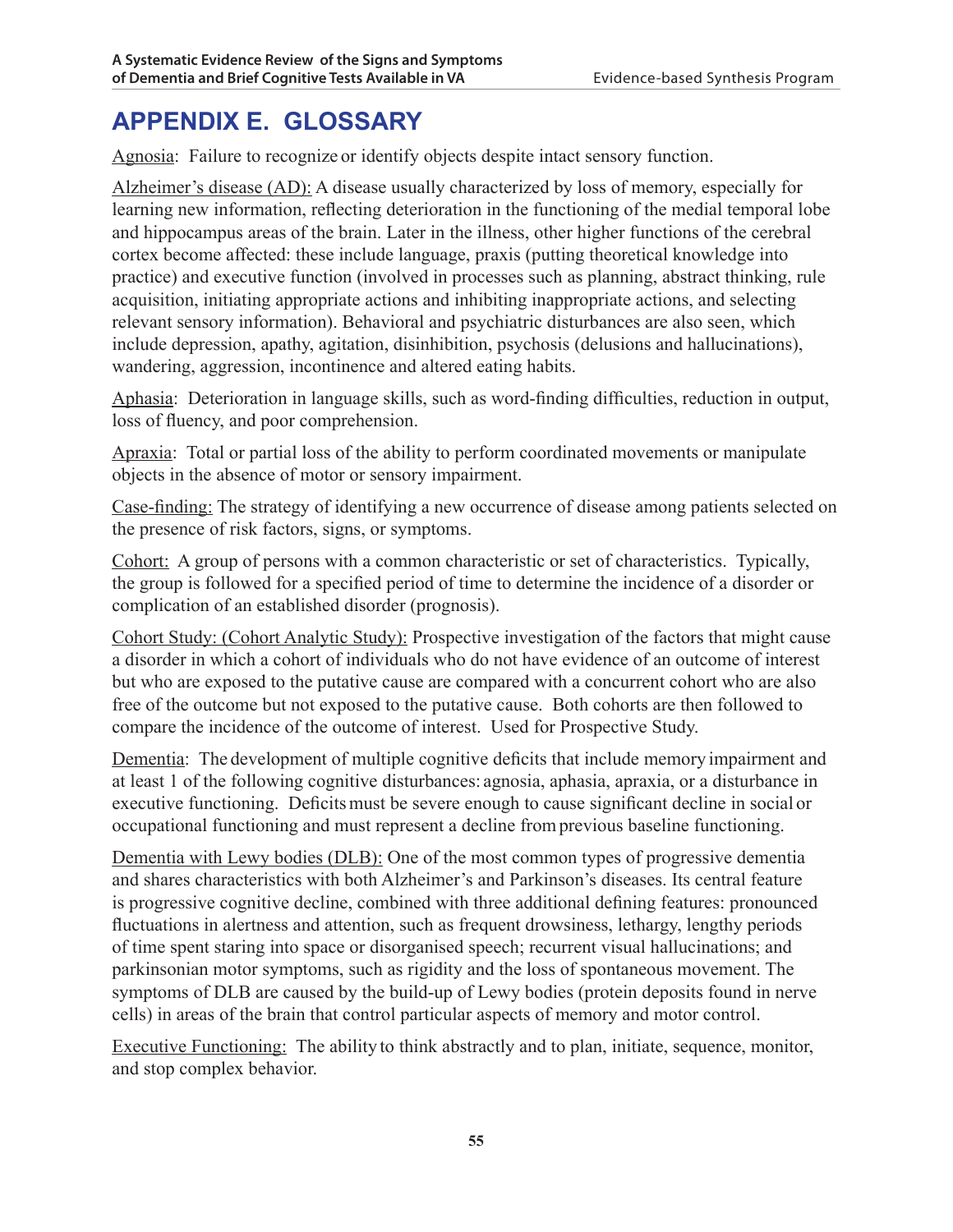# APPENDIX E. GLOSSARY

Agnosia: Failure to recognize or identify objects despite intact sensory function.

Alzheimer's disease (AD): A disease usually characterized by loss of memory, especially for learning new information, reflecting deterioration in the functioning of the medial temporal lobe and hippocampus areas of the brain. Later in the illness, other higher functions of the cerebral cortex become affected: these include language, praxis (putting theoretical knowledge into practice) and executive function (involved in processes such as planning, abstract thinking, rule acquisition, initiating appropriate actions and inhibiting inappropriate actions, and selecting relevant sensory information). Behavioral and psychiatric disturbances are also seen, which include depression, apathy, agitation, disinhibition, psychosis (delusions and hallucinations), wandering, aggression, incontinence and altered eating habits.

Aphasia: Deterioration in language skills, such as word-finding difficulties, reduction in output, loss of fluency, and poor comprehension.

Apraxia: Total or partial loss of the ability to perform coordinated movements or manipulate objects in the absence of motor or sensory impairment.

Case-finding: The strategy of identifying a new occurrence of disease among patients selected on the presence of risk factors, signs, or symptoms.

Cohort: A group of persons with a common characteristic or set of characteristics. Typically, the group is followed for a specified period of time to determine the incidence of a disorder or complication of an established disorder (prognosis).

Cohort Study: (Cohort Analytic Study): Prospective investigation of the factors that might cause a disorder in which a cohort of individuals who do not have evidence of an outcome of interest but who are exposed to the putative cause are compared with a concurrent cohort who are also free of the outcome but not exposed to the putative cause. Both cohorts are then followed to compare the incidence of the outcome of interest. Used for Prospective Study.

Dementia: The development of multiple cognitive deficits that include memory impairment and at least 1 of the following cognitive disturbances: agnosia, aphasia, apraxia, or a disturbance in executive functioning. Deficits must be severe enough to cause significant decline in social or occupational functioning and must represent a decline from previous baseline functioning.

Dementia with Lewy bodies (DLB): One of the most common types of progressive dementia and shares characteristics with both Alzheimer's and Parkinson's diseases. Its central feature is progressive cognitive decline, combined with three additional defining features: pronounced fluctuations in alertness and attention, such as frequent drowsiness, lethargy, lengthy periods of time spent staring into space or disorganised speech; recurrent visual hallucinations; and parkinsonian motor symptoms, such as rigidity and the loss of spontaneous movement. The symptoms of DLB are caused by the build-up of Lewy bodies (protein deposits found in nerve cells) in areas of the brain that control particular aspects of memory and motor control.

Executive Functioning: The ability to think abstractly and to plan, initiate, sequence, monitor, and stop complex behavior.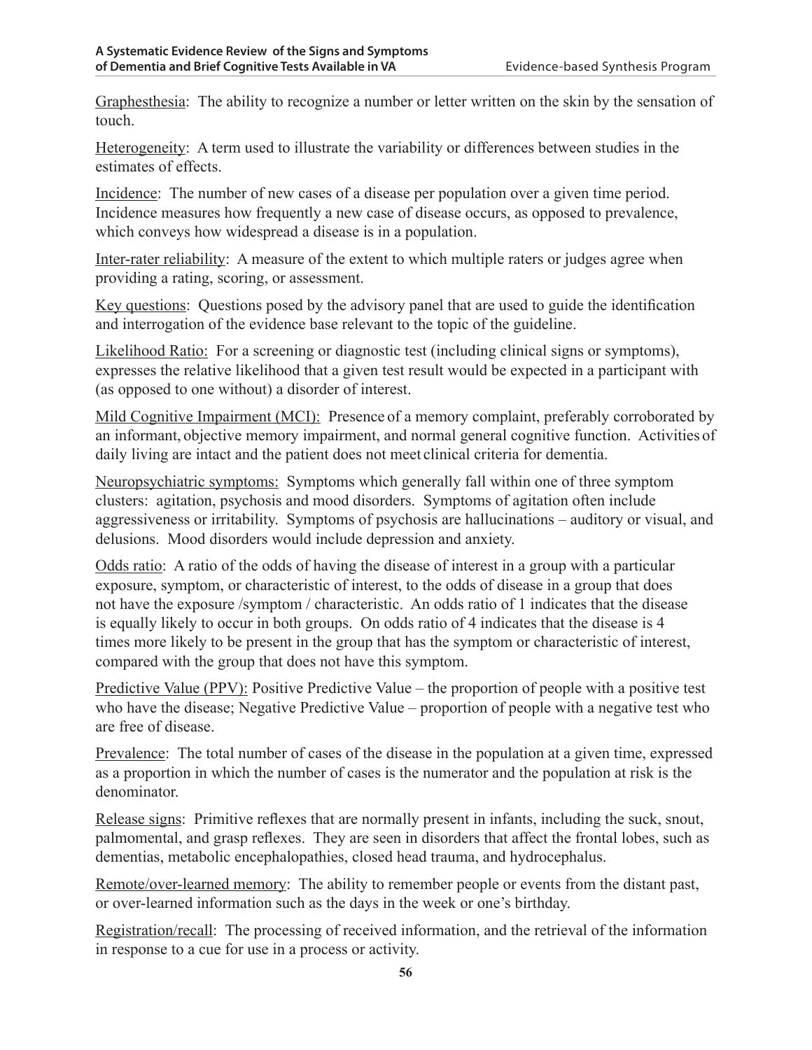Graphesthesia: The ability to recognize a number or letter written on the skin by the sensation of touch.

Heterogeneity: A term used to illustrate the variability or differences between studies in the estimates of effects.

Incidence: The number of new cases of a disease per population over a given time period. Incidence measures how frequently a new case of disease occurs, as opposed to prevalence, which conveys how widespread a disease is in a population.

Inter-rater reliability: A measure of the extent to which multiple raters or judges agree when providing a rating, scoring, or assessment.

Key questions: Questions posed by the advisory panel that are used to guide the identification and interrogation of the evidence base relevant to the topic of the guideline.

Likelihood Ratio: For a screening or diagnostic test (including clinical signs or symptoms), expresses the relative likelihood that a given test result would be expected in a participant with (as opposed to one without) a disorder of interest.

Mild Cognitive Impairment (MCI): Presence of a memory complaint, preferably corroborated by an informant, objective memory impairment, and normal general cognitive function. Activities of daily living are intact and the patient does not meet clinical criteria for dementia.

Neuropsychiatric symptoms: Symptoms which generally fall within one of three symptom clusters: agitation, psychosis and mood disorders. Symptoms of agitation often include aggressiveness or irritability. Symptoms of psychosis are hallucinations – auditory or visual, and delusions. Mood disorders would include depression and anxiety.

Odds ratio: A ratio of the odds of having the disease of interest in a group with a particular exposure, symptom, or characteristic of interest, to the odds of disease in a group that does not have the exposure /symptom / characteristic. An odds ratio of 1 indicates that the disease is equally likely to occur in both groups. On odds ratio of 4 indicates that the disease is 4 times more likely to be present in the group that has the symptom or characteristic of interest, compared with the group that does not have this symptom.

Predictive Value (PPV): Positive Predictive Value – the proportion of people with a positive test who have the disease; Negative Predictive Value – proportion of people with a negative test who are free of disease.

Prevalence: The total number of cases of the disease in the population at a given time, expressed as a proportion in which the number of cases is the numerator and the population at risk is the denominator.

Release signs: Primitive reflexes that are normally present in infants, including the suck, snout, palmomental, and grasp reflexes. They are seen in disorders that affect the frontal lobes, such as dementias, metabolic encephalopathies, closed head trauma, and hydrocephalus.

Remote/over-learned memory: The ability to remember people or events from the distant past, or over-learned information such as the days in the week or one's birthday.

Registration/recall: The processing of received information, and the retrieval of the information in response to a cue for use in a process or activity.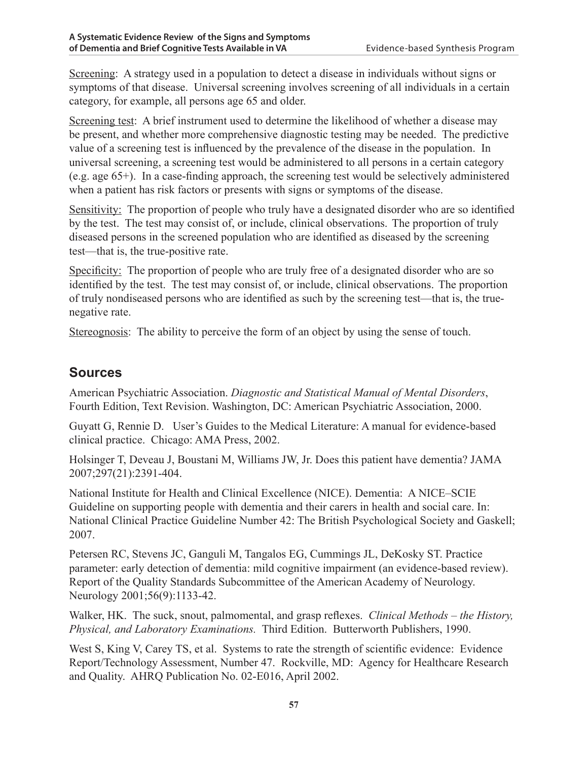Screening: A strategy used in a population to detect a disease in individuals without signs or symptoms of that disease. Universal screening involves screening of all individuals in a certain category, for example, all persons age 65 and older.

Screening test: A brief instrument used to determine the likelihood of whether a disease may be present, and whether more comprehensive diagnostic testing may be needed. The predictive value of a screening test is influenced by the prevalence of the disease in the population. In universal screening, a screening test would be administered to all persons in a certain category (e.g. age 65+). In a case-finding approach, the screening test would be selectively administered when a patient has risk factors or presents with signs or symptoms of the disease.

Sensitivity: The proportion of people who truly have a designated disorder who are so identified by the test. The test may consist of, or include, clinical observations. The proportion of truly diseased persons in the screened population who are identified as diseased by the screening test—that is, the true-positive rate.

Specificity: The proportion of people who are truly free of a designated disorder who are so identified by the test. The test may consist of, or include, clinical observations. The proportion of truly nondiseased persons who are identified as such by the screening test—that is, the true-negative rate.

Stereognosis: The ability to perceive the form of an object by using the sense of touch.

## Sources

American Psychiatric Association. *Diagnostic and Statistical Manual of Mental Disorders*, Fourth Edition, Text Revision. Washington, DC: American Psychiatric Association, 2000.

Guyatt G, Rennie D. User's Guides to the Medical Literature: A manual for evidence-based clinical practice. Chicago: AMA Press, 2002.

Holsinger T, Deveau J, Boustani M, Williams JW, Jr. Does this patient have dementia? JAMA 2007;297(21):2391-404.

National Institute for Health and Clinical Excellence (NICE). Dementia: A NICE–SCIE Guideline on supporting people with dementia and their carers in health and social care. In: National Clinical Practice Guideline Number 42: The British Psychological Society and Gaskell; 2007.

Petersen RC, Stevens JC, Ganguli M, Tangalos EG, Cummings JL, DeKosky ST. Practice parameter: early detection of dementia: mild cognitive impairment (an evidence-based review). Report of the Quality Standards Subcommittee of the American Academy of Neurology. Neurology 2001;56(9):1133-42.

Walker, HK. The suck, snout, palmomental, and grasp reflexes. *Clinical Methods – the History, Physical, and Laboratory Examinations.* Third Edition. Butterworth Publishers, 1990.

West S, King V, Carey TS, et al. Systems to rate the strength of scientific evidence: Evidence Report/Technology Assessment, Number 47. Rockville, MD: Agency for Healthcare Research and Quality. AHRQ Publication No. 02-E016, April 2002.